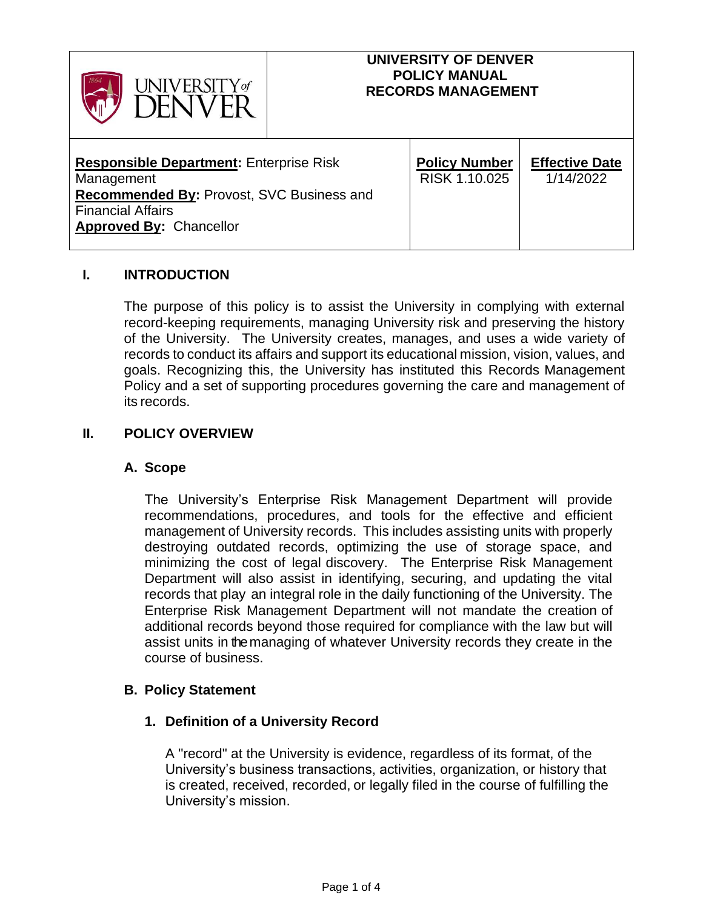| UNIVERSITY of DENVER | UNIVERSITY OF DENVER<br>POLICY MANUAL<br>RECORDS MANAGEMENT | |
|---|---|---|
| **Responsible Department:** Enterprise Risk Management<br>**Recommended By:** Provost, SVC Business and Financial Affairs<br>**Approved By:** Chancellor | **Policy Number**<br>RISK 1.10.025 | **Effective Date**<br>1/14/2022 |

## I. INTRODUCTION

The purpose of this policy is to assist the University in complying with external record-keeping requirements, managing University risk and preserving the history of the University. The University creates, manages, and uses a wide variety of records to conduct its affairs and support its educational mission, vision, values, and goals. Recognizing this, the University has instituted this Records Management Policy and a set of supporting procedures governing the care and management of its records.

## II. POLICY OVERVIEW

### A. Scope

The University's Enterprise Risk Management Department will provide recommendations, procedures, and tools for the effective and efficient management of University records. This includes assisting units with properly destroying outdated records, optimizing the use of storage space, and minimizing the cost of legal discovery. The Enterprise Risk Management Department will also assist in identifying, securing, and updating the vital records that play an integral role in the daily functioning of the University. The Enterprise Risk Management Department will not mandate the creation of additional records beyond those required for compliance with the law but will assist units in the managing of whatever University records they create in the course of business.

### B. Policy Statement

#### 1. Definition of a University Record

A "record" at the University is evidence, regardless of its format, of the University's business transactions, activities, organization, or history that is created, received, recorded, or legally filed in the course of fulfilling the University's mission.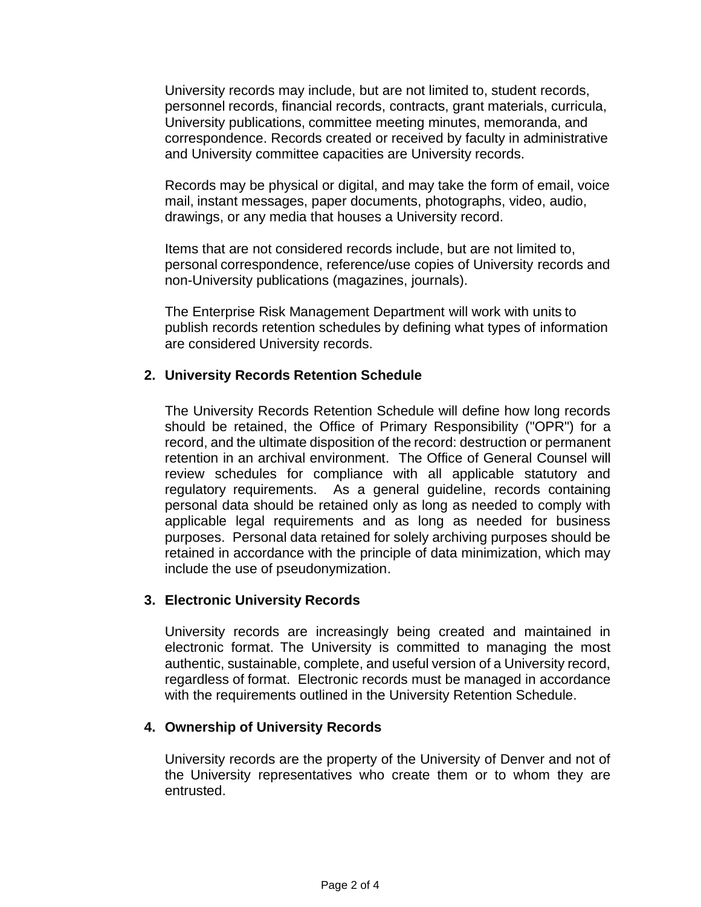University records may include, but are not limited to, student records, personnel records, financial records, contracts, grant materials, curricula, University publications, committee meeting minutes, memoranda, and correspondence. Records created or received by faculty in administrative and University committee capacities are University records.

Records may be physical or digital, and may take the form of email, voice mail, instant messages, paper documents, photographs, video, audio, drawings, or any media that houses a University record.

Items that are not considered records include, but are not limited to, personal correspondence, reference/use copies of University records and non-University publications (magazines, journals).

The Enterprise Risk Management Department will work with units to publish records retention schedules by defining what types of information are considered University records.

2. **University Records Retention Schedule**

   The University Records Retention Schedule will define how long records should be retained, the Office of Primary Responsibility ("OPR") for a record, and the ultimate disposition of the record: destruction or permanent retention in an archival environment. The Office of General Counsel will review schedules for compliance with all applicable statutory and regulatory requirements. As a general guideline, records containing personal data should be retained only as long as needed to comply with applicable legal requirements and as long as needed for business purposes. Personal data retained for solely archiving purposes should be retained in accordance with the principle of data minimization, which may include the use of pseudonymization.

3. **Electronic University Records**

   University records are increasingly being created and maintained in electronic format. The University is committed to managing the most authentic, sustainable, complete, and useful version of a University record, regardless of format. Electronic records must be managed in accordance with the requirements outlined in the University Retention Schedule.

4. **Ownership of University Records**

   University records are the property of the University of Denver and not of the University representatives who create them or to whom they are entrusted.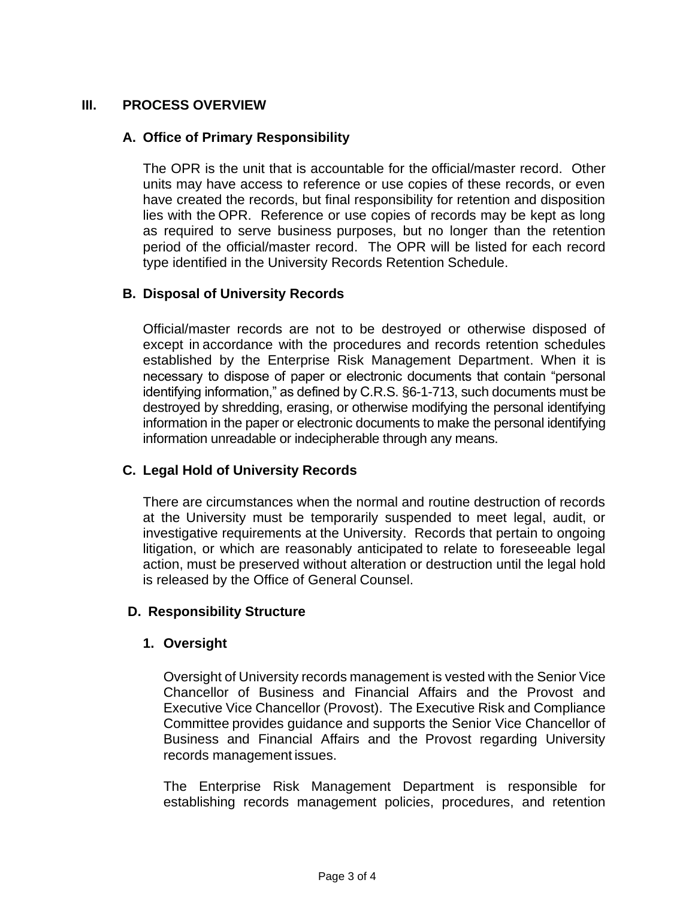## III. PROCESS OVERVIEW

### A. Office of Primary Responsibility

The OPR is the unit that is accountable for the official/master record. Other units may have access to reference or use copies of these records, or even have created the records, but final responsibility for retention and disposition lies with the OPR. Reference or use copies of records may be kept as long as required to serve business purposes, but no longer than the retention period of the official/master record. The OPR will be listed for each record type identified in the University Records Retention Schedule.

### B. Disposal of University Records

Official/master records are not to be destroyed or otherwise disposed of except in accordance with the procedures and records retention schedules established by the Enterprise Risk Management Department. When it is necessary to dispose of paper or electronic documents that contain "personal identifying information," as defined by C.R.S. §6-1-713, such documents must be destroyed by shredding, erasing, or otherwise modifying the personal identifying information in the paper or electronic documents to make the personal identifying information unreadable or indecipherable through any means.

### C. Legal Hold of University Records

There are circumstances when the normal and routine destruction of records at the University must be temporarily suspended to meet legal, audit, or investigative requirements at the University. Records that pertain to ongoing litigation, or which are reasonably anticipated to relate to foreseeable legal action, must be preserved without alteration or destruction until the legal hold is released by the Office of General Counsel.

### D. Responsibility Structure

#### 1. Oversight

Oversight of University records management is vested with the Senior Vice Chancellor of Business and Financial Affairs and the Provost and Executive Vice Chancellor (Provost). The Executive Risk and Compliance Committee provides guidance and supports the Senior Vice Chancellor of Business and Financial Affairs and the Provost regarding University records management issues.

The Enterprise Risk Management Department is responsible for establishing records management policies, procedures, and retention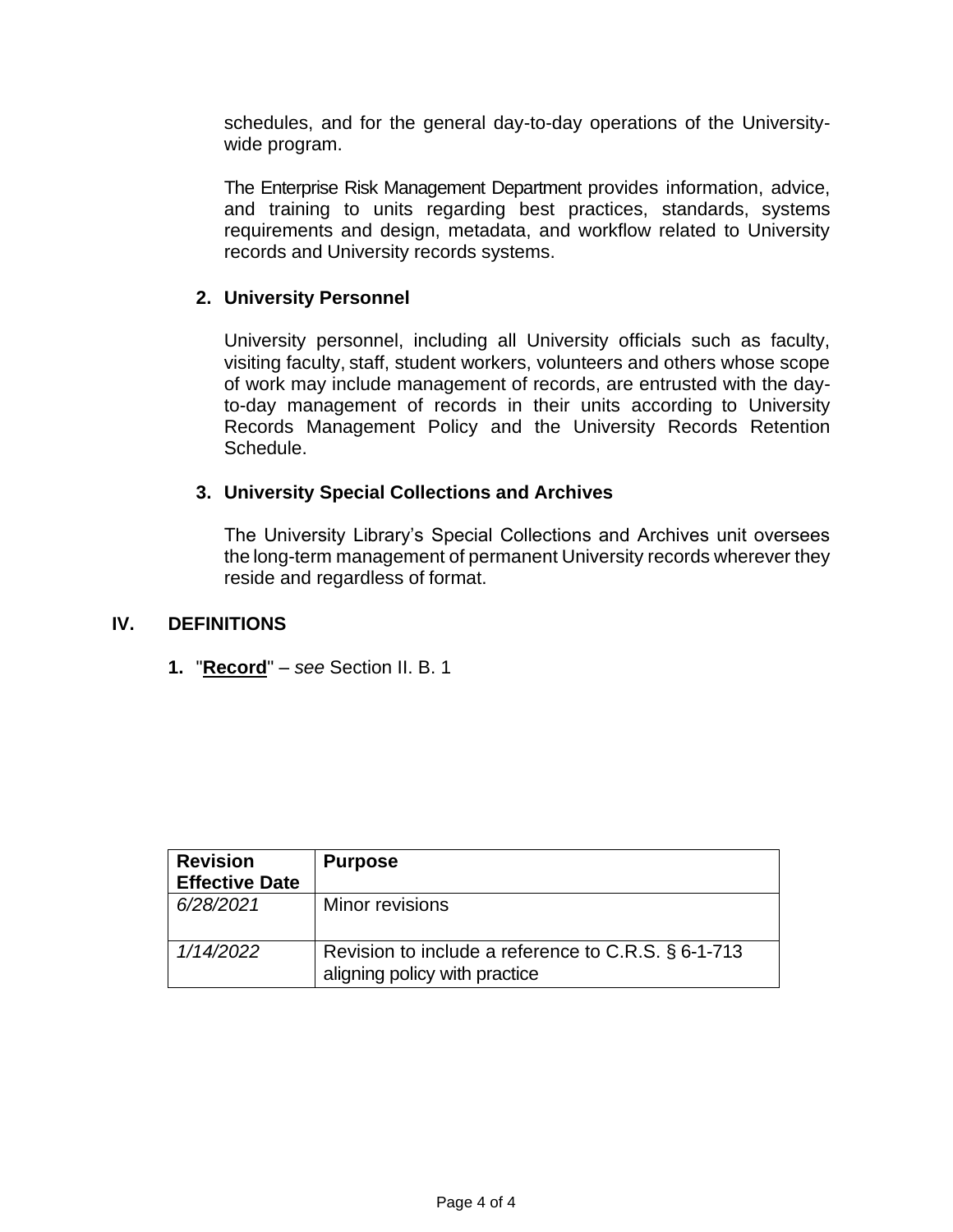schedules, and for the general day-to-day operations of the University-wide program.

The Enterprise Risk Management Department provides information, advice, and training to units regarding best practices, standards, systems requirements and design, metadata, and workflow related to University records and University records systems.

**2. University Personnel**

University personnel, including all University officials such as faculty, visiting faculty, staff, student workers, volunteers and others whose scope of work may include management of records, are entrusted with the day-to-day management of records in their units according to University Records Management Policy and the University Records Retention Schedule.

**3. University Special Collections and Archives**

The University Library's Special Collections and Archives unit oversees the long-term management of permanent University records wherever they reside and regardless of format.

## IV. DEFINITIONS

**1.** "**<u>Record</u>**" – *see* Section II. B. 1

| Revision Effective Date | Purpose |
|---|---|
| *6/28/2021* | Minor revisions |
| *1/14/2022* | Revision to include a reference to C.R.S. § 6-1-713 aligning policy with practice |